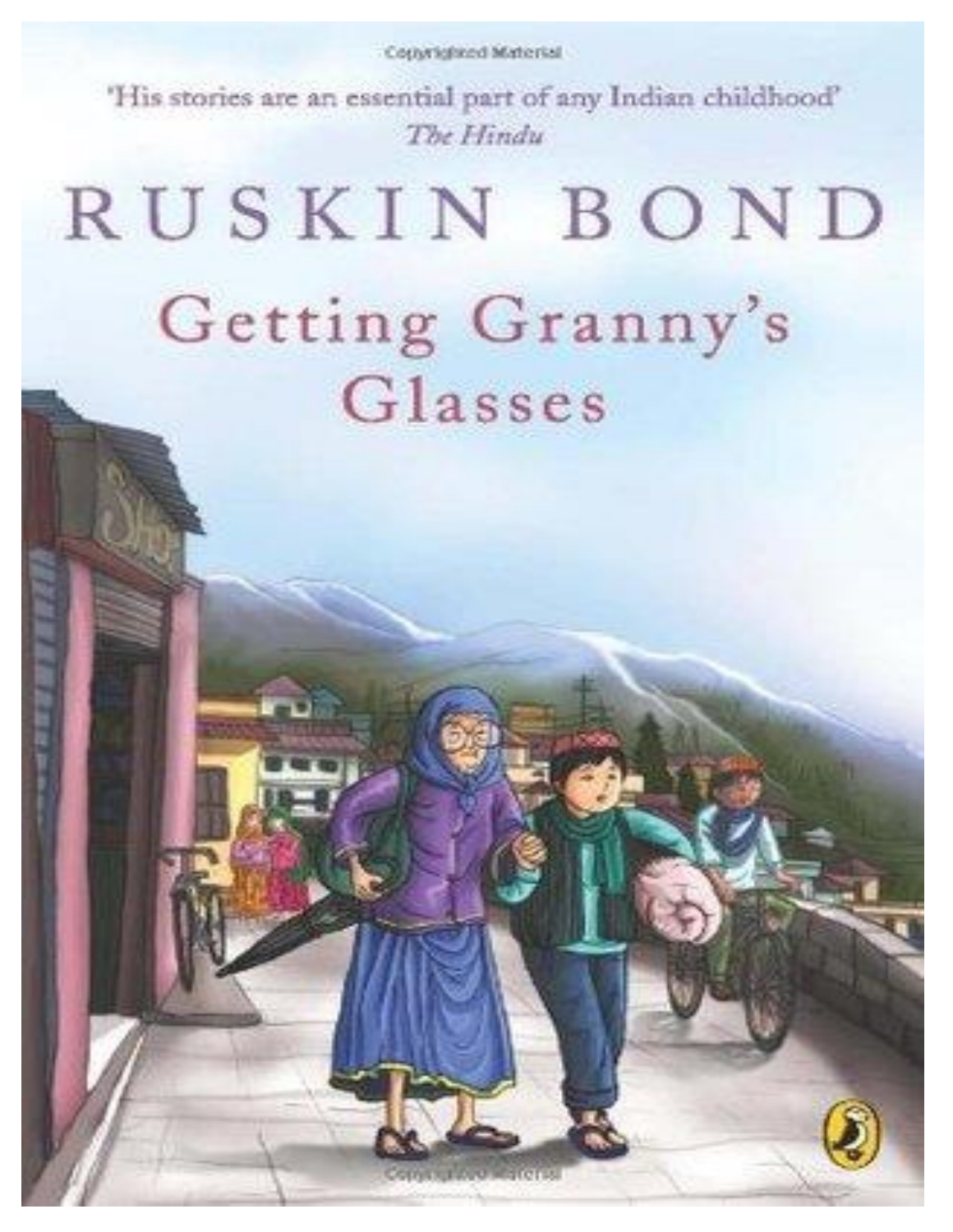'His stories are an essential part of any Indian childhood'
*The Hindu*

# RUSKIN BOND

# Getting Granny's Glasses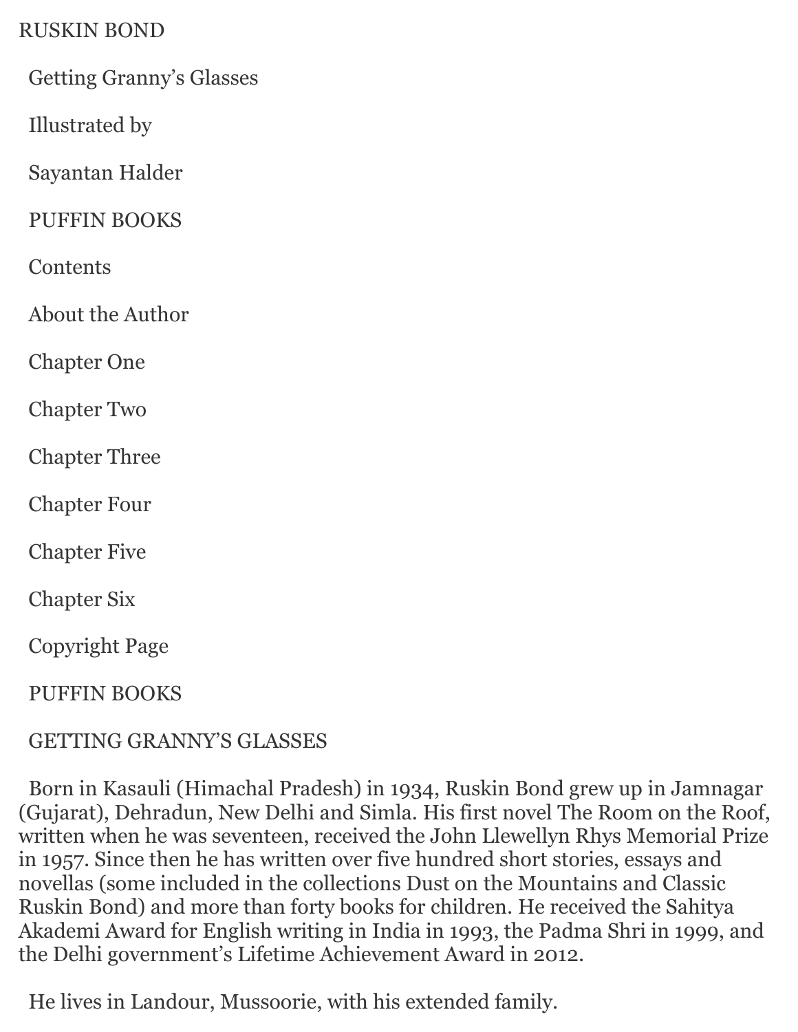RUSKIN BOND

Getting Granny's Glasses

Illustrated by

Sayantan Halder

PUFFIN BOOKS

Contents

About the Author

Chapter One

Chapter Two

Chapter Three

Chapter Four

Chapter Five

Chapter Six

Copyright Page

PUFFIN BOOKS

GETTING GRANNY'S GLASSES

Born in Kasauli (Himachal Pradesh) in 1934, Ruskin Bond grew up in Jamnagar (Gujarat), Dehradun, New Delhi and Simla. His first novel The Room on the Roof, written when he was seventeen, received the John Llewellyn Rhys Memorial Prize in 1957. Since then he has written over five hundred short stories, essays and novellas (some included in the collections Dust on the Mountains and Classic Ruskin Bond) and more than forty books for children. He received the Sahitya Akademi Award for English writing in India in 1993, the Padma Shri in 1999, and the Delhi government's Lifetime Achievement Award in 2012.

He lives in Landour, Mussoorie, with his extended family.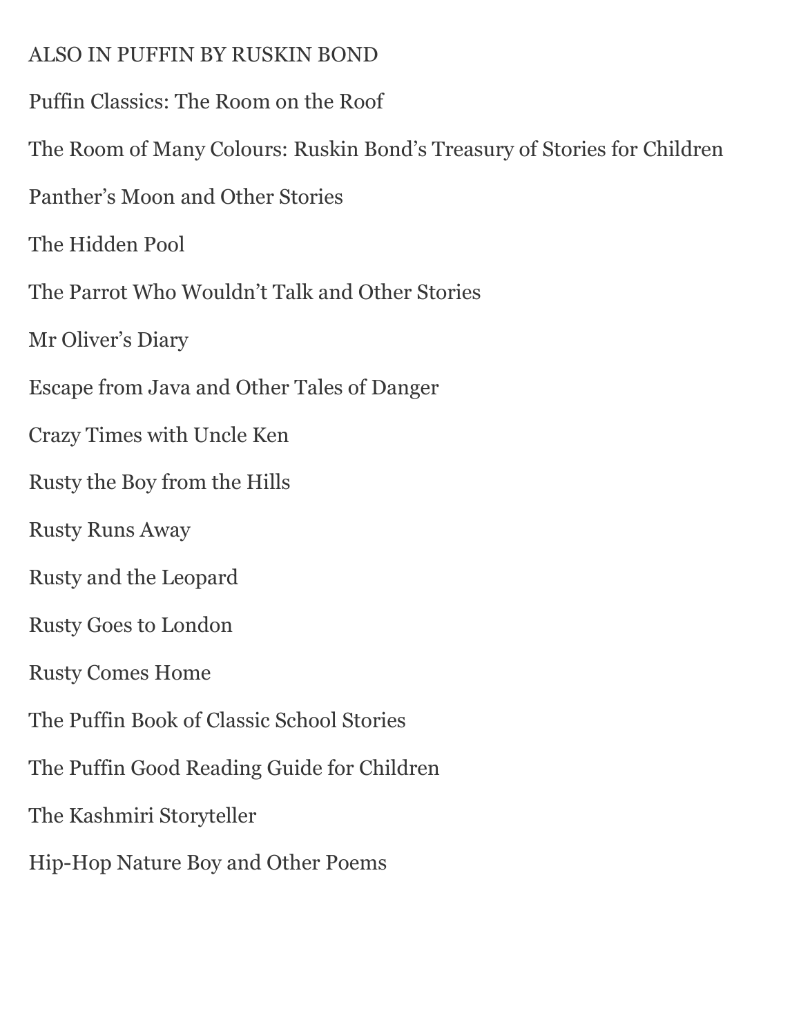ALSO IN PUFFIN BY RUSKIN BOND

Puffin Classics: The Room on the Roof

The Room of Many Colours: Ruskin Bond's Treasury of Stories for Children

Panther's Moon and Other Stories

The Hidden Pool

The Parrot Who Wouldn't Talk and Other Stories

Mr Oliver's Diary

Escape from Java and Other Tales of Danger

Crazy Times with Uncle Ken

Rusty the Boy from the Hills

Rusty Runs Away

Rusty and the Leopard

Rusty Goes to London

Rusty Comes Home

The Puffin Book of Classic School Stories

The Puffin Good Reading Guide for Children

The Kashmiri Storyteller

Hip-Hop Nature Boy and Other Poems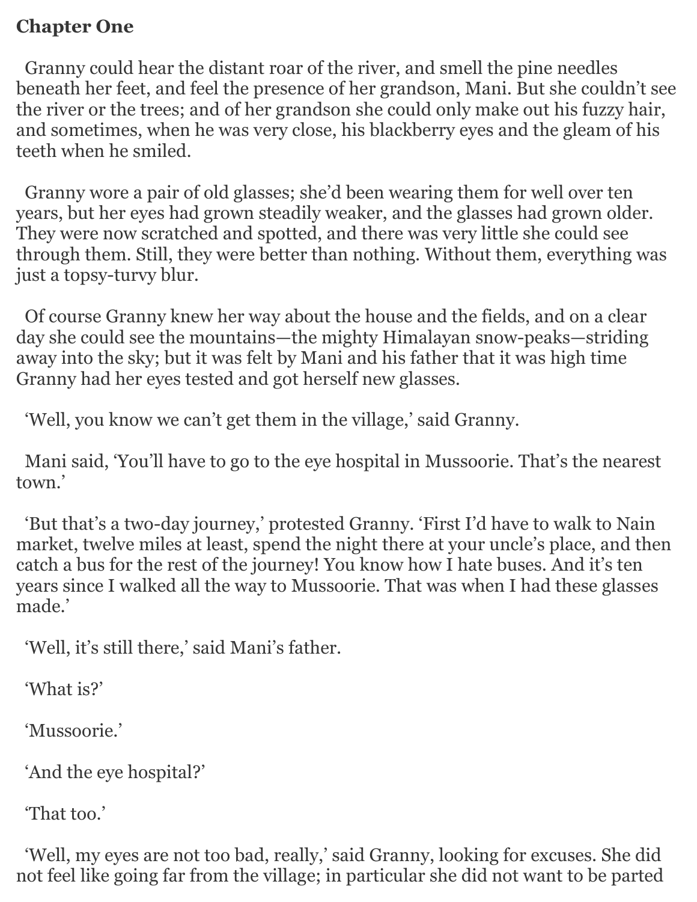**Chapter One**

Granny could hear the distant roar of the river, and smell the pine needles beneath her feet, and feel the presence of her grandson, Mani. But she couldn't see the river or the trees; and of her grandson she could only make out his fuzzy hair, and sometimes, when he was very close, his blackberry eyes and the gleam of his teeth when he smiled.

Granny wore a pair of old glasses; she'd been wearing them for well over ten years, but her eyes had grown steadily weaker, and the glasses had grown older. They were now scratched and spotted, and there was very little she could see through them. Still, they were better than nothing. Without them, everything was just a topsy-turvy blur.

Of course Granny knew her way about the house and the fields, and on a clear day she could see the mountains—the mighty Himalayan snow-peaks—striding away into the sky; but it was felt by Mani and his father that it was high time Granny had her eyes tested and got herself new glasses.

'Well, you know we can't get them in the village,' said Granny.

Mani said, 'You'll have to go to the eye hospital in Mussoorie. That's the nearest town.'

'But that's a two-day journey,' protested Granny. 'First I'd have to walk to Nain market, twelve miles at least, spend the night there at your uncle's place, and then catch a bus for the rest of the journey! You know how I hate buses. And it's ten years since I walked all the way to Mussoorie. That was when I had these glasses made.'

'Well, it's still there,' said Mani's father.

'What is?'

'Mussoorie.'

'And the eye hospital?'

'That too.'

'Well, my eyes are not too bad, really,' said Granny, looking for excuses. She did not feel like going far from the village; in particular she did not want to be parted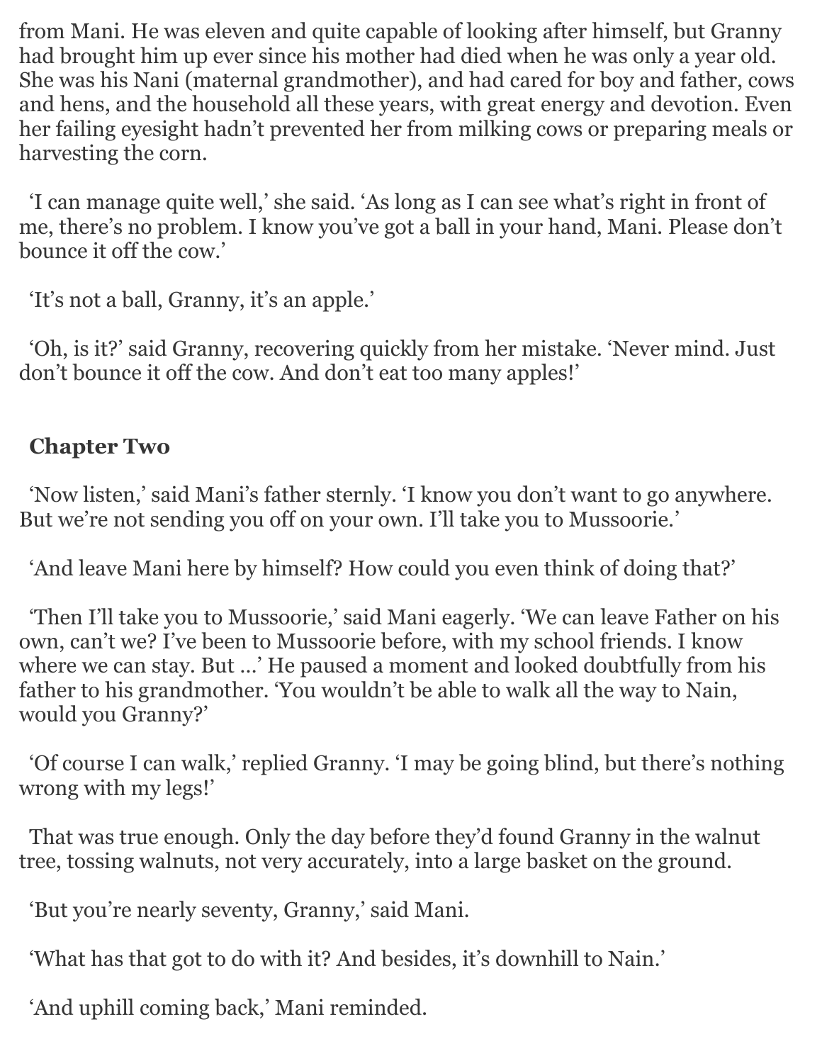from Mani. He was eleven and quite capable of looking after himself, but Granny had brought him up ever since his mother had died when he was only a year old. She was his Nani (maternal grandmother), and had cared for boy and father, cows and hens, and the household all these years, with great energy and devotion. Even her failing eyesight hadn't prevented her from milking cows or preparing meals or harvesting the corn.

'I can manage quite well,' she said. 'As long as I can see what's right in front of me, there's no problem. I know you've got a ball in your hand, Mani. Please don't bounce it off the cow.'

'It's not a ball, Granny, it's an apple.'

'Oh, is it?' said Granny, recovering quickly from her mistake. 'Never mind. Just don't bounce it off the cow. And don't eat too many apples!'

## Chapter Two

'Now listen,' said Mani's father sternly. 'I know you don't want to go anywhere. But we're not sending you off on your own. I'll take you to Mussoorie.'

'And leave Mani here by himself? How could you even think of doing that?'

'Then I'll take you to Mussoorie,' said Mani eagerly. 'We can leave Father on his own, can't we? I've been to Mussoorie before, with my school friends. I know where we can stay. But …' He paused a moment and looked doubtfully from his father to his grandmother. 'You wouldn't be able to walk all the way to Nain, would you Granny?'

'Of course I can walk,' replied Granny. 'I may be going blind, but there's nothing wrong with my legs!'

That was true enough. Only the day before they'd found Granny in the walnut tree, tossing walnuts, not very accurately, into a large basket on the ground.

'But you're nearly seventy, Granny,' said Mani.

'What has that got to do with it? And besides, it's downhill to Nain.'

'And uphill coming back,' Mani reminded.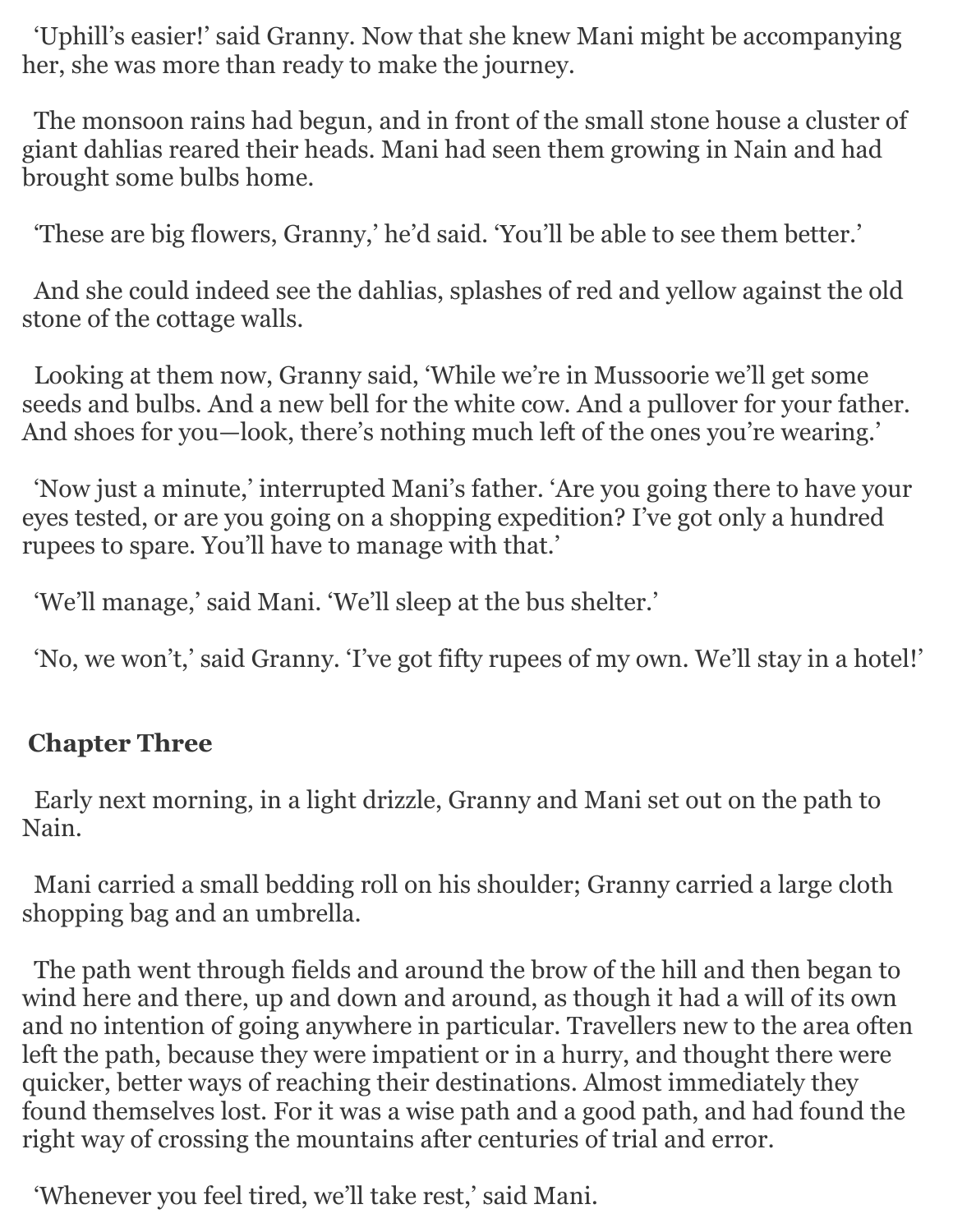'Uphill's easier!' said Granny. Now that she knew Mani might be accompanying her, she was more than ready to make the journey.

The monsoon rains had begun, and in front of the small stone house a cluster of giant dahlias reared their heads. Mani had seen them growing in Nain and had brought some bulbs home.

'These are big flowers, Granny,' he'd said. 'You'll be able to see them better.'

And she could indeed see the dahlias, splashes of red and yellow against the old stone of the cottage walls.

Looking at them now, Granny said, 'While we're in Mussoorie we'll get some seeds and bulbs. And a new bell for the white cow. And a pullover for your father. And shoes for you—look, there's nothing much left of the ones you're wearing.'

'Now just a minute,' interrupted Mani's father. 'Are you going there to have your eyes tested, or are you going on a shopping expedition? I've got only a hundred rupees to spare. You'll have to manage with that.'

'We'll manage,' said Mani. 'We'll sleep at the bus shelter.'

'No, we won't,' said Granny. 'I've got fifty rupees of my own. We'll stay in a hotel!'

## Chapter Three

Early next morning, in a light drizzle, Granny and Mani set out on the path to Nain.

Mani carried a small bedding roll on his shoulder; Granny carried a large cloth shopping bag and an umbrella.

The path went through fields and around the brow of the hill and then began to wind here and there, up and down and around, as though it had a will of its own and no intention of going anywhere in particular. Travellers new to the area often left the path, because they were impatient or in a hurry, and thought there were quicker, better ways of reaching their destinations. Almost immediately they found themselves lost. For it was a wise path and a good path, and had found the right way of crossing the mountains after centuries of trial and error.

'Whenever you feel tired, we'll take rest,' said Mani.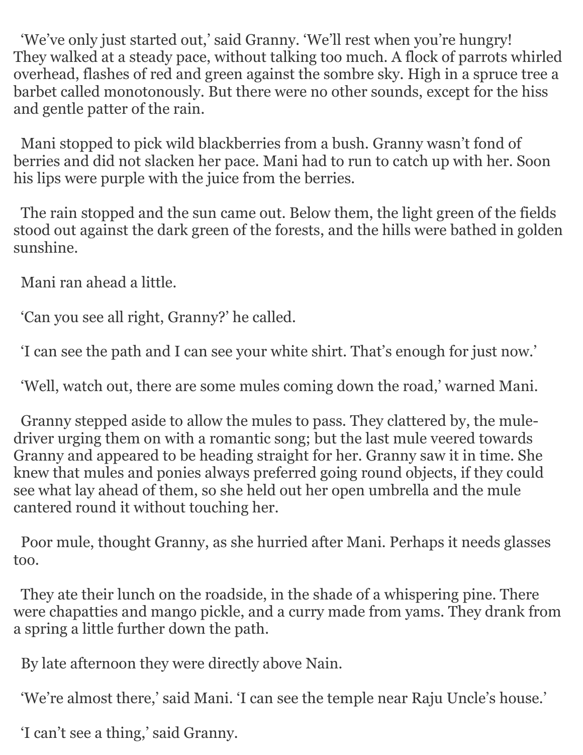'We've only just started out,' said Granny. 'We'll rest when you're hungry! They walked at a steady pace, without talking too much. A flock of parrots whirled overhead, flashes of red and green against the sombre sky. High in a spruce tree a barbet called monotonously. But there were no other sounds, except for the hiss and gentle patter of the rain.

Mani stopped to pick wild blackberries from a bush. Granny wasn't fond of berries and did not slacken her pace. Mani had to run to catch up with her. Soon his lips were purple with the juice from the berries.

The rain stopped and the sun came out. Below them, the light green of the fields stood out against the dark green of the forests, and the hills were bathed in golden sunshine.

Mani ran ahead a little.

'Can you see all right, Granny?' he called.

'I can see the path and I can see your white shirt. That's enough for just now.'

'Well, watch out, there are some mules coming down the road,' warned Mani.

Granny stepped aside to allow the mules to pass. They clattered by, the mule-driver urging them on with a romantic song; but the last mule veered towards Granny and appeared to be heading straight for her. Granny saw it in time. She knew that mules and ponies always preferred going round objects, if they could see what lay ahead of them, so she held out her open umbrella and the mule cantered round it without touching her.

Poor mule, thought Granny, as she hurried after Mani. Perhaps it needs glasses too.

They ate their lunch on the roadside, in the shade of a whispering pine. There were chapatties and mango pickle, and a curry made from yams. They drank from a spring a little further down the path.

By late afternoon they were directly above Nain.

'We're almost there,' said Mani. 'I can see the temple near Raju Uncle's house.'

'I can't see a thing,' said Granny.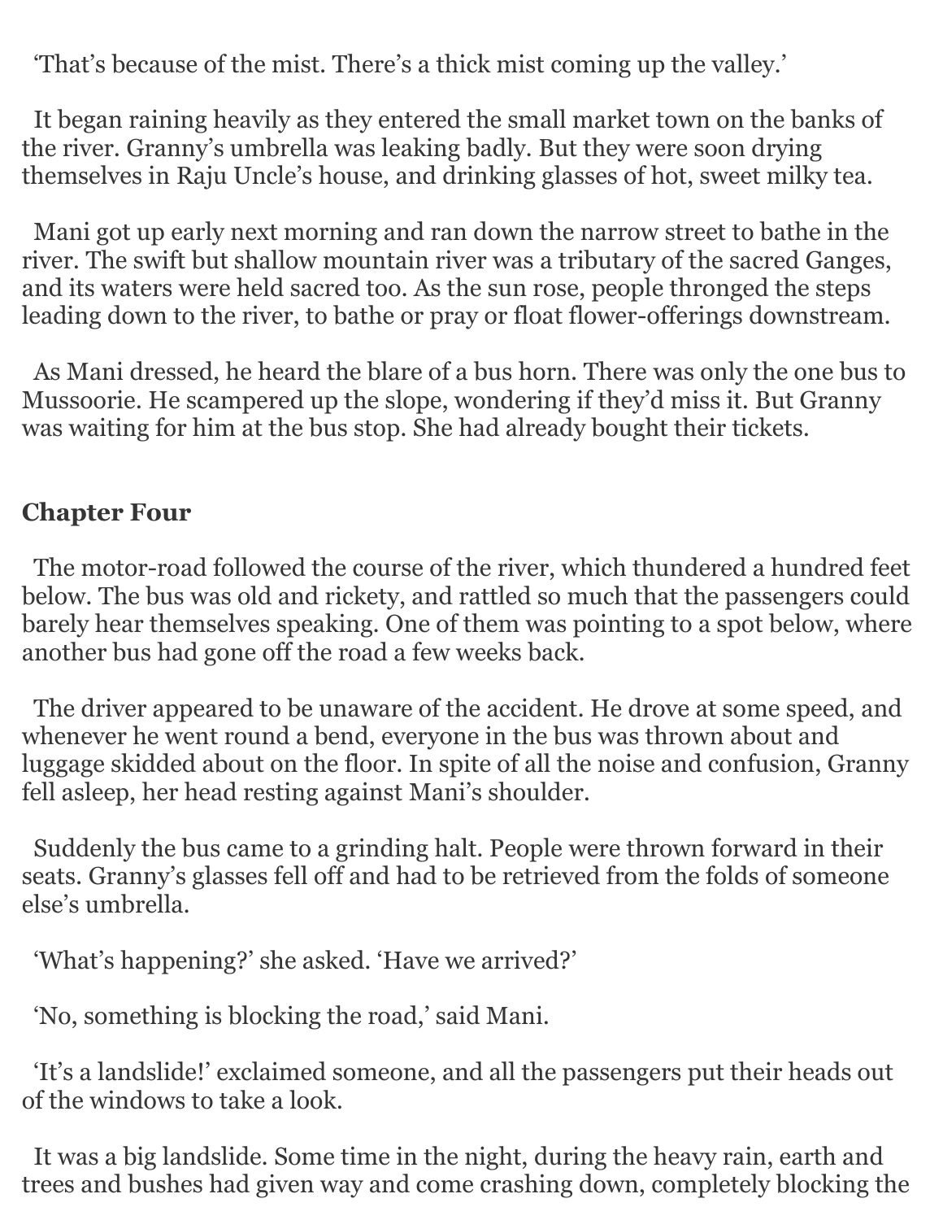'That's because of the mist. There's a thick mist coming up the valley.'

It began raining heavily as they entered the small market town on the banks of the river. Granny's umbrella was leaking badly. But they were soon drying themselves in Raju Uncle's house, and drinking glasses of hot, sweet milky tea.

Mani got up early next morning and ran down the narrow street to bathe in the river. The swift but shallow mountain river was a tributary of the sacred Ganges, and its waters were held sacred too. As the sun rose, people thronged the steps leading down to the river, to bathe or pray or float flower-offerings downstream.

As Mani dressed, he heard the blare of a bus horn. There was only the one bus to Mussoorie. He scampered up the slope, wondering if they'd miss it. But Granny was waiting for him at the bus stop. She had already bought their tickets.

## Chapter Four

The motor-road followed the course of the river, which thundered a hundred feet below. The bus was old and rickety, and rattled so much that the passengers could barely hear themselves speaking. One of them was pointing to a spot below, where another bus had gone off the road a few weeks back.

The driver appeared to be unaware of the accident. He drove at some speed, and whenever he went round a bend, everyone in the bus was thrown about and luggage skidded about on the floor. In spite of all the noise and confusion, Granny fell asleep, her head resting against Mani's shoulder.

Suddenly the bus came to a grinding halt. People were thrown forward in their seats. Granny's glasses fell off and had to be retrieved from the folds of someone else's umbrella.

'What's happening?' she asked. 'Have we arrived?'

'No, something is blocking the road,' said Mani.

'It's a landslide!' exclaimed someone, and all the passengers put their heads out of the windows to take a look.

It was a big landslide. Some time in the night, during the heavy rain, earth and trees and bushes had given way and come crashing down, completely blocking the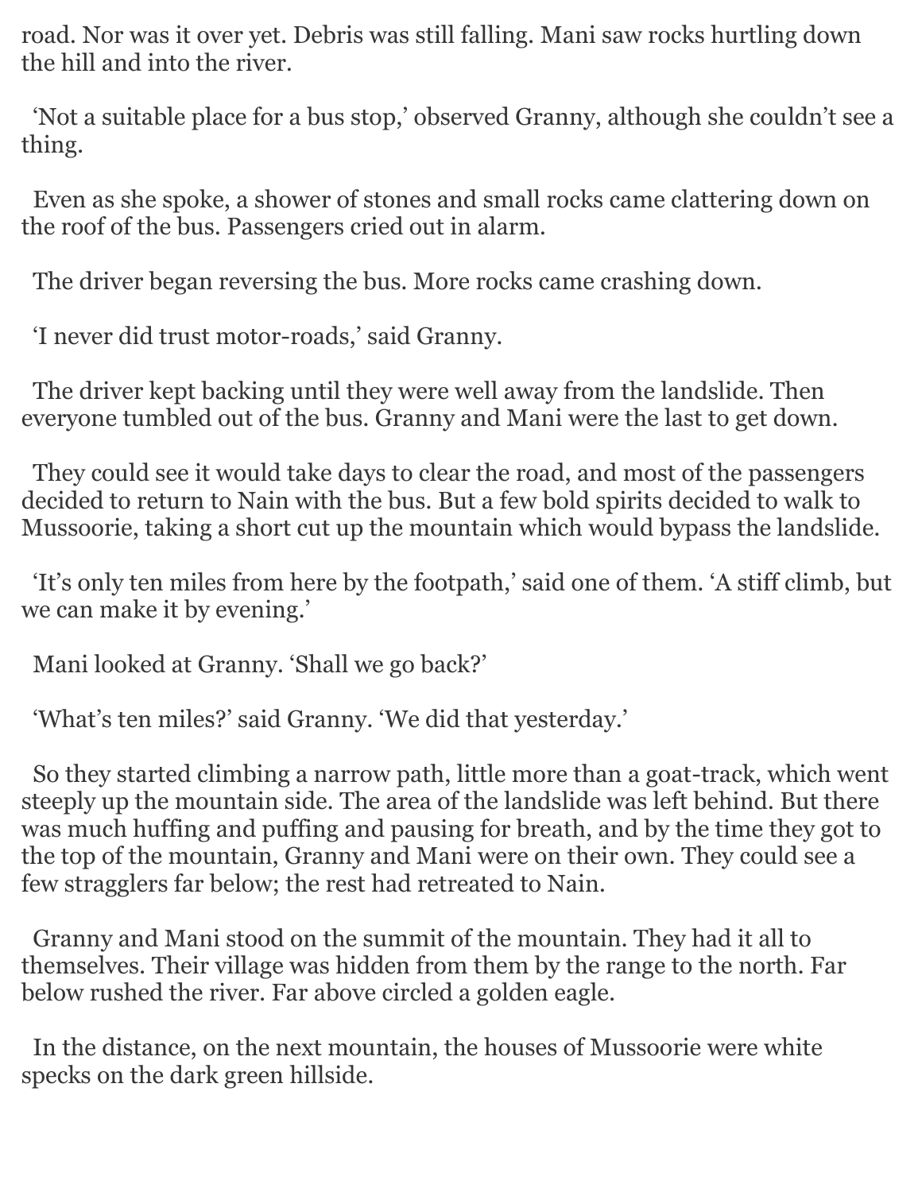road. Nor was it over yet. Debris was still falling. Mani saw rocks hurtling down the hill and into the river.

'Not a suitable place for a bus stop,' observed Granny, although she couldn't see a thing.

Even as she spoke, a shower of stones and small rocks came clattering down on the roof of the bus. Passengers cried out in alarm.

The driver began reversing the bus. More rocks came crashing down.

'I never did trust motor-roads,' said Granny.

The driver kept backing until they were well away from the landslide. Then everyone tumbled out of the bus. Granny and Mani were the last to get down.

They could see it would take days to clear the road, and most of the passengers decided to return to Nain with the bus. But a few bold spirits decided to walk to Mussoorie, taking a short cut up the mountain which would bypass the landslide.

'It's only ten miles from here by the footpath,' said one of them. 'A stiff climb, but we can make it by evening.'

Mani looked at Granny. 'Shall we go back?'

'What's ten miles?' said Granny. 'We did that yesterday.'

So they started climbing a narrow path, little more than a goat-track, which went steeply up the mountain side. The area of the landslide was left behind. But there was much huffing and puffing and pausing for breath, and by the time they got to the top of the mountain, Granny and Mani were on their own. They could see a few stragglers far below; the rest had retreated to Nain.

Granny and Mani stood on the summit of the mountain. They had it all to themselves. Their village was hidden from them by the range to the north. Far below rushed the river. Far above circled a golden eagle.

In the distance, on the next mountain, the houses of Mussoorie were white specks on the dark green hillside.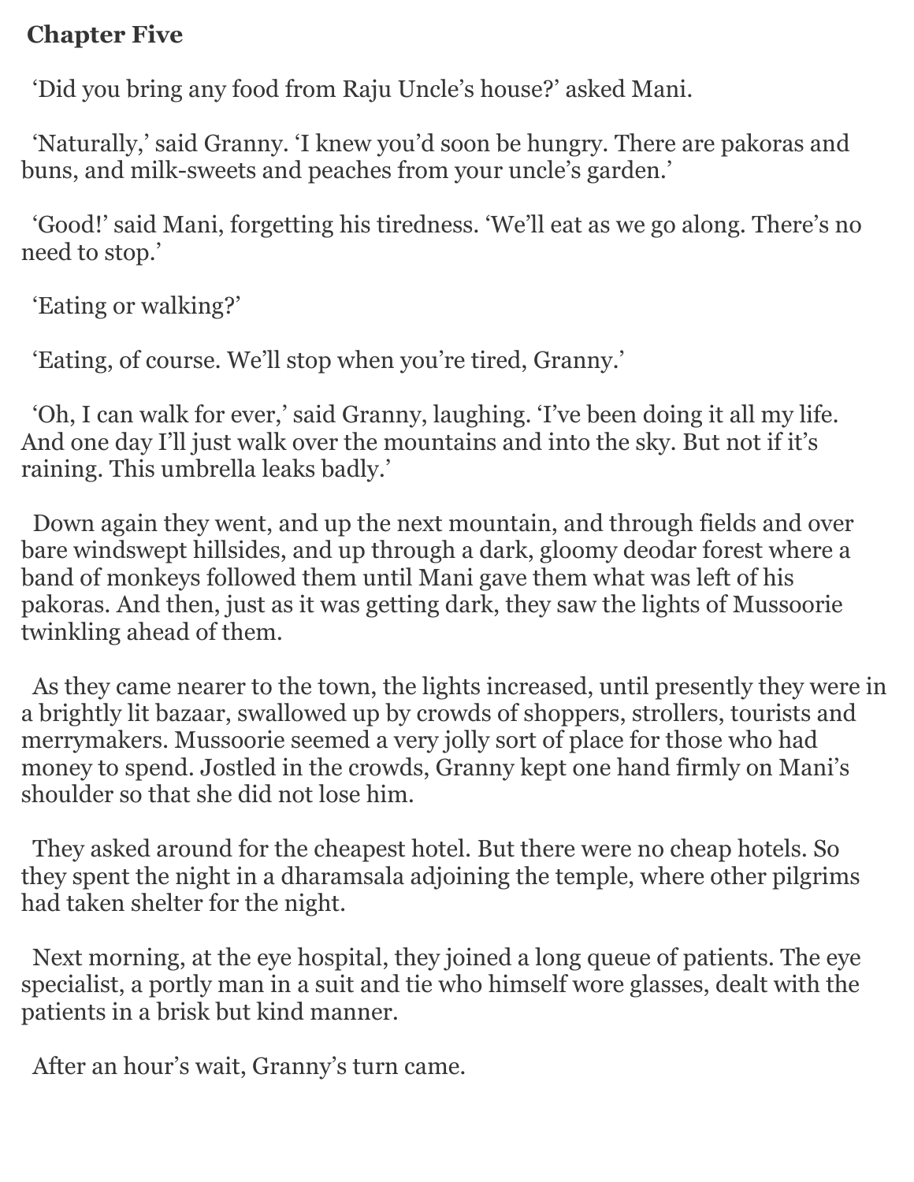**Chapter Five**

'Did you bring any food from Raju Uncle's house?' asked Mani.

'Naturally,' said Granny. 'I knew you'd soon be hungry. There are pakoras and buns, and milk-sweets and peaches from your uncle's garden.'

'Good!' said Mani, forgetting his tiredness. 'We'll eat as we go along. There's no need to stop.'

'Eating or walking?'

'Eating, of course. We'll stop when you're tired, Granny.'

'Oh, I can walk for ever,' said Granny, laughing. 'I've been doing it all my life. And one day I'll just walk over the mountains and into the sky. But not if it's raining. This umbrella leaks badly.'

Down again they went, and up the next mountain, and through fields and over bare windswept hillsides, and up through a dark, gloomy deodar forest where a band of monkeys followed them until Mani gave them what was left of his pakoras. And then, just as it was getting dark, they saw the lights of Mussoorie twinkling ahead of them.

As they came nearer to the town, the lights increased, until presently they were in a brightly lit bazaar, swallowed up by crowds of shoppers, strollers, tourists and merrymakers. Mussoorie seemed a very jolly sort of place for those who had money to spend. Jostled in the crowds, Granny kept one hand firmly on Mani's shoulder so that she did not lose him.

They asked around for the cheapest hotel. But there were no cheap hotels. So they spent the night in a dharamsala adjoining the temple, where other pilgrims had taken shelter for the night.

Next morning, at the eye hospital, they joined a long queue of patients. The eye specialist, a portly man in a suit and tie who himself wore glasses, dealt with the patients in a brisk but kind manner.

After an hour's wait, Granny's turn came.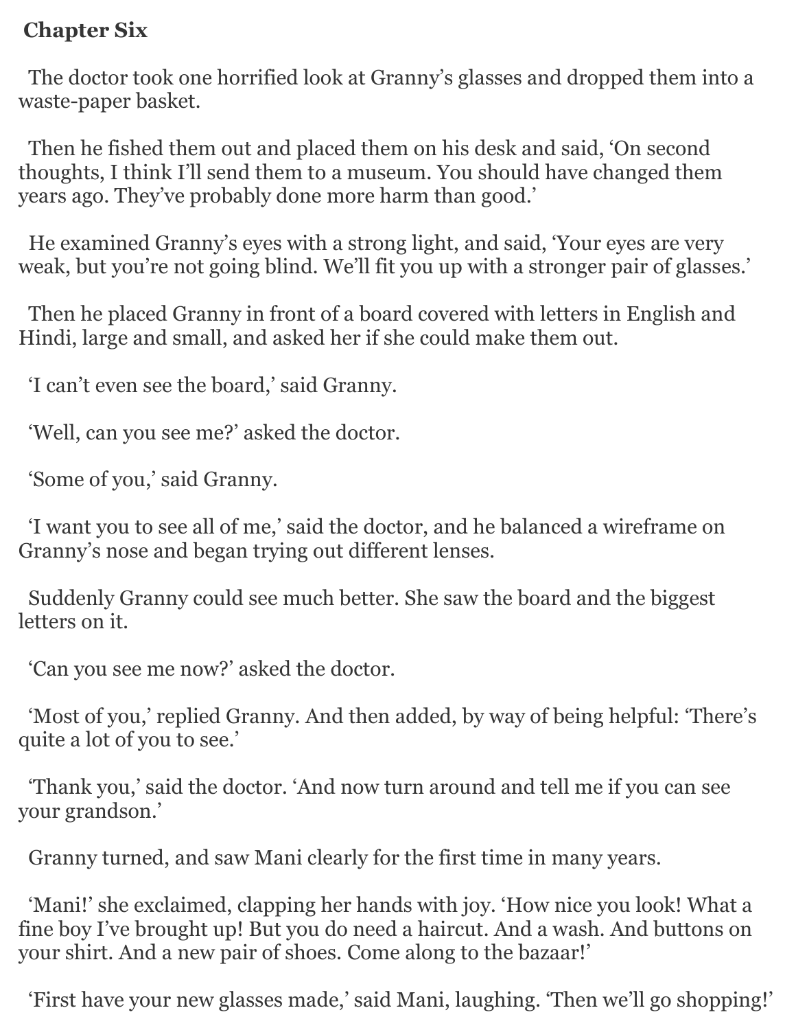## Chapter Six

The doctor took one horrified look at Granny's glasses and dropped them into a waste-paper basket.

Then he fished them out and placed them on his desk and said, 'On second thoughts, I think I'll send them to a museum. You should have changed them years ago. They've probably done more harm than good.'

He examined Granny's eyes with a strong light, and said, 'Your eyes are very weak, but you're not going blind. We'll fit you up with a stronger pair of glasses.'

Then he placed Granny in front of a board covered with letters in English and Hindi, large and small, and asked her if she could make them out.

'I can't even see the board,' said Granny.

'Well, can you see me?' asked the doctor.

'Some of you,' said Granny.

'I want you to see all of me,' said the doctor, and he balanced a wireframe on Granny's nose and began trying out different lenses.

Suddenly Granny could see much better. She saw the board and the biggest letters on it.

'Can you see me now?' asked the doctor.

'Most of you,' replied Granny. And then added, by way of being helpful: 'There's quite a lot of you to see.'

'Thank you,' said the doctor. 'And now turn around and tell me if you can see your grandson.'

Granny turned, and saw Mani clearly for the first time in many years.

'Mani!' she exclaimed, clapping her hands with joy. 'How nice you look! What a fine boy I've brought up! But you do need a haircut. And a wash. And buttons on your shirt. And a new pair of shoes. Come along to the bazaar!'

'First have your new glasses made,' said Mani, laughing. 'Then we'll go shopping!'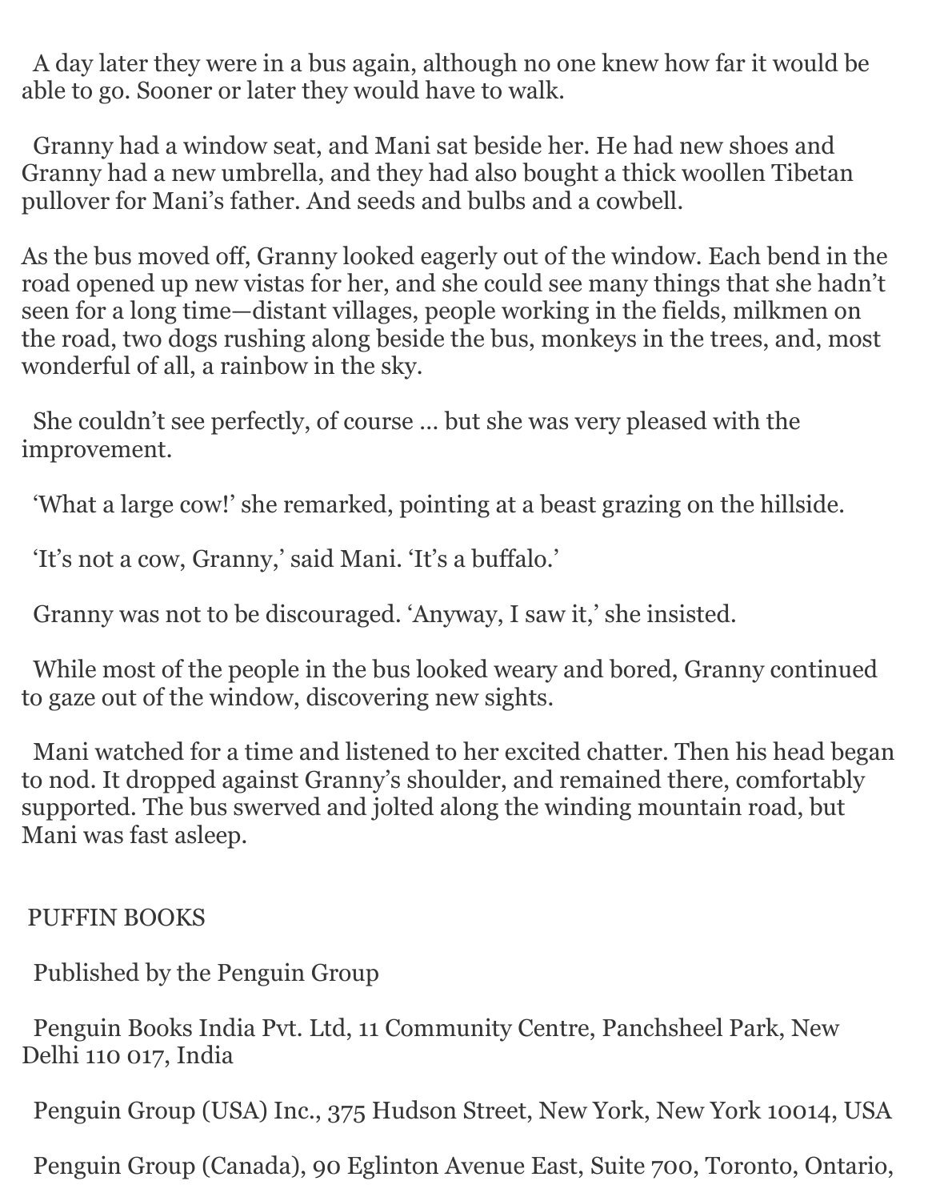A day later they were in a bus again, although no one knew how far it would be able to go. Sooner or later they would have to walk.

Granny had a window seat, and Mani sat beside her. He had new shoes and Granny had a new umbrella, and they had also bought a thick woollen Tibetan pullover for Mani's father. And seeds and bulbs and a cowbell.

As the bus moved off, Granny looked eagerly out of the window. Each bend in the road opened up new vistas for her, and she could see many things that she hadn't seen for a long time—distant villages, people working in the fields, milkmen on the road, two dogs rushing along beside the bus, monkeys in the trees, and, most wonderful of all, a rainbow in the sky.

She couldn't see perfectly, of course … but she was very pleased with the improvement.

'What a large cow!' she remarked, pointing at a beast grazing on the hillside.

'It's not a cow, Granny,' said Mani. 'It's a buffalo.'

Granny was not to be discouraged. 'Anyway, I saw it,' she insisted.

While most of the people in the bus looked weary and bored, Granny continued to gaze out of the window, discovering new sights.

Mani watched for a time and listened to her excited chatter. Then his head began to nod. It dropped against Granny's shoulder, and remained there, comfortably supported. The bus swerved and jolted along the winding mountain road, but Mani was fast asleep.

PUFFIN BOOKS

Published by the Penguin Group

Penguin Books India Pvt. Ltd, 11 Community Centre, Panchsheel Park, New Delhi 110 017, India

Penguin Group (USA) Inc., 375 Hudson Street, New York, New York 10014, USA

Penguin Group (Canada), 90 Eglinton Avenue East, Suite 700, Toronto, Ontario,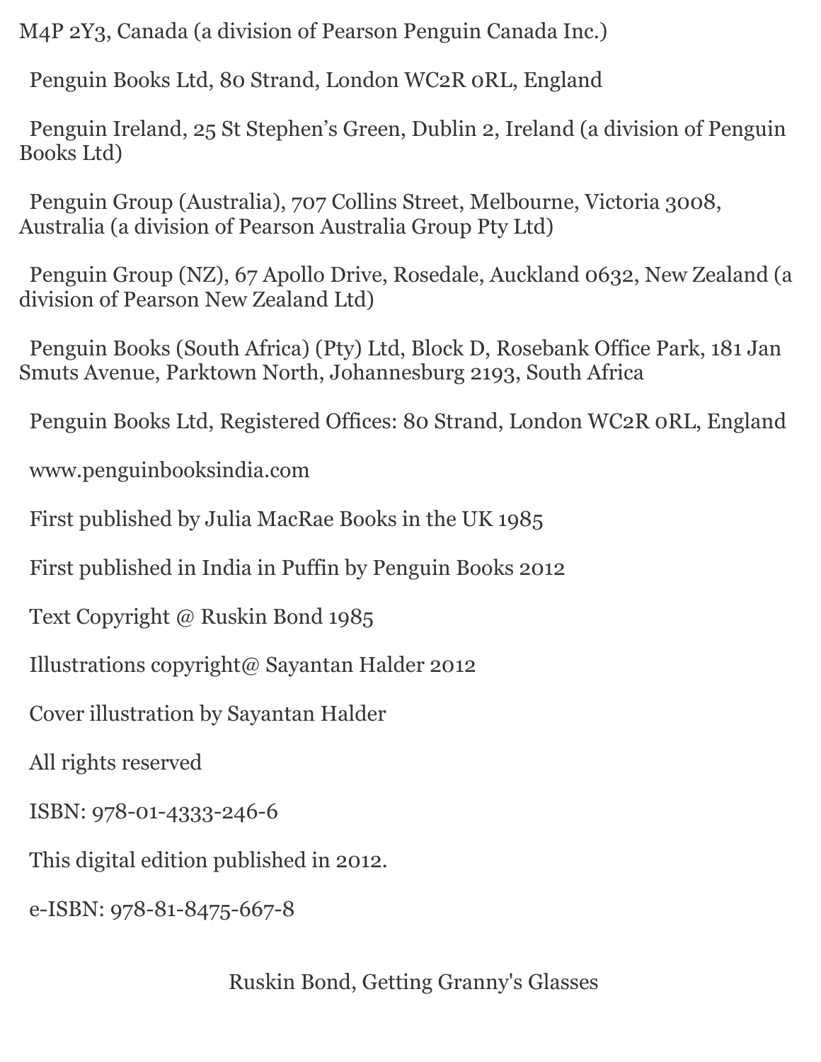M4P 2Y3, Canada (a division of Pearson Penguin Canada Inc.)

Penguin Books Ltd, 80 Strand, London WC2R 0RL, England

Penguin Ireland, 25 St Stephen's Green, Dublin 2, Ireland (a division of Penguin Books Ltd)

Penguin Group (Australia), 707 Collins Street, Melbourne, Victoria 3008, Australia (a division of Pearson Australia Group Pty Ltd)

Penguin Group (NZ), 67 Apollo Drive, Rosedale, Auckland 0632, New Zealand (a division of Pearson New Zealand Ltd)

Penguin Books (South Africa) (Pty) Ltd, Block D, Rosebank Office Park, 181 Jan Smuts Avenue, Parktown North, Johannesburg 2193, South Africa

Penguin Books Ltd, Registered Offices: 80 Strand, London WC2R 0RL, England

www.penguinbooksindia.com

First published by Julia MacRae Books in the UK 1985

First published in India in Puffin by Penguin Books 2012

Text Copyright @ Ruskin Bond 1985

Illustrations copyright@ Sayantan Halder 2012

Cover illustration by Sayantan Halder

All rights reserved

ISBN: 978-01-4333-246-6

This digital edition published in 2012.

e-ISBN: 978-81-8475-667-8

Ruskin Bond, Getting Granny's Glasses